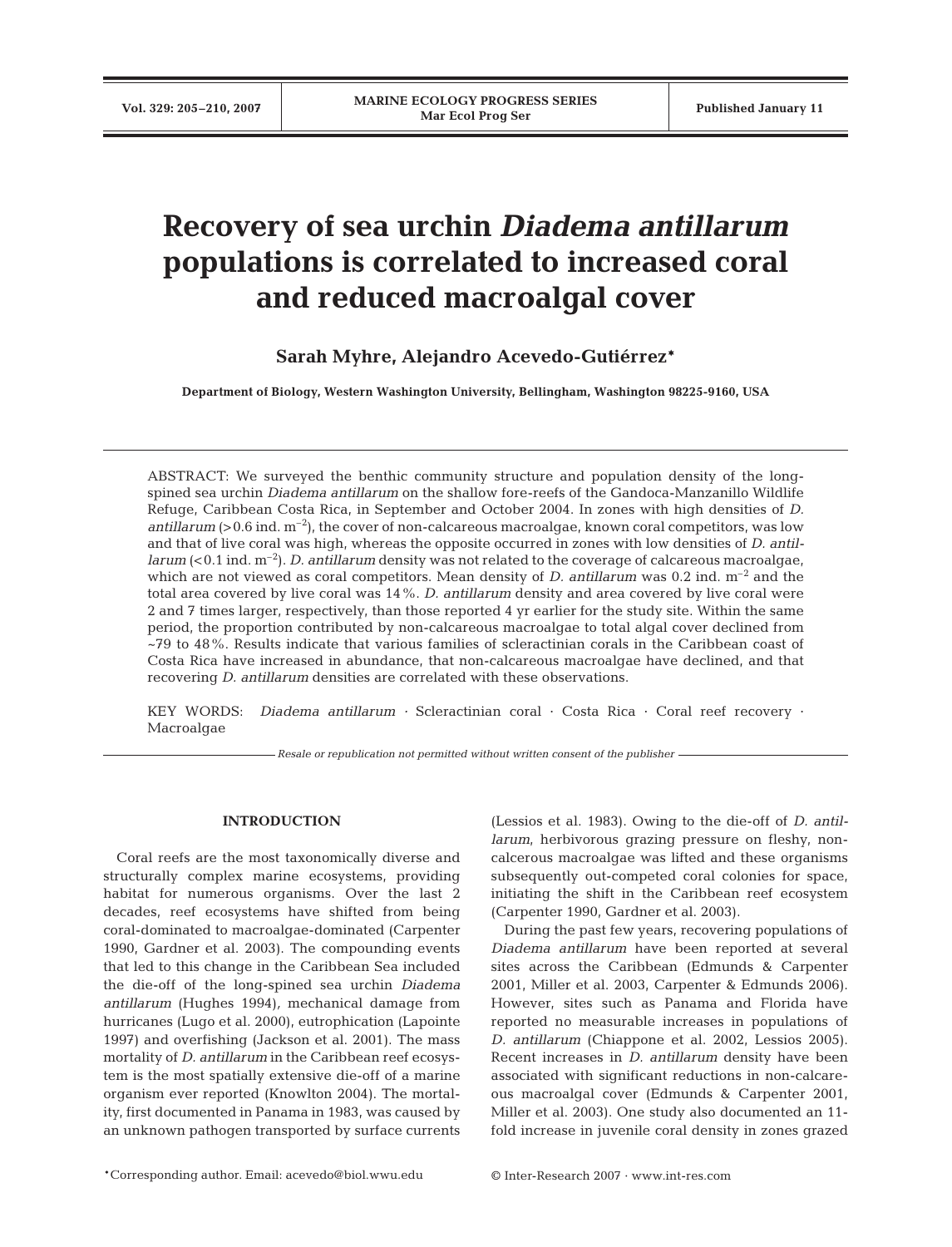# Recovery of sea urchin *Diadema antillarum* populations is correlated to increased coral and reduced macroalgal cover

**Sarah Myhre, Alejandro Acevedo-Gutiérrez***

**Department of Biology, Western Washington University, Bellingham, Washington 98225-9160, USA**

ABSTRACT: We surveyed the benthic community structure and population density of the long-spined sea urchin *Diadema antillarum* on the shallow fore-reefs of the Gandoca-Manzanillo Wildlife Refuge, Caribbean Costa Rica, in September and October 2004. In zones with high densities of *D. antillarum* (>0.6 ind. $m^{-2}$), the cover of non-calcareous macroalgae, known coral competitors, was low and that of live coral was high, whereas the opposite occurred in zones with low densities of *D. antillarum* (<0.1 ind. $m^{-2}$). *D. antillarum* density was not related to the coverage of calcareous macroalgae, which are not viewed as coral competitors. Mean density of *D. antillarum* was 0.2 ind. $m^{-2}$ and the total area covered by live coral was 14%. *D. antillarum* density and area covered by live coral were 2 and 7 times larger, respectively, than those reported 4 yr earlier for the study site. Within the same period, the proportion contributed by non-calcareous macroalgae to total algal cover declined from ~79 to 48%. Results indicate that various families of scleractinian corals in the Caribbean coast of Costa Rica have increased in abundance, that non-calcareous macroalgae have declined, and that recovering *D. antillarum* densities are correlated with these observations.

KEY WORDS: *Diadema antillarum* · Scleractinian coral · Costa Rica · Coral reef recovery · Macroalgae

*Resale or republication not permitted without written consent of the publisher*

## INTRODUCTION

Coral reefs are the most taxonomically diverse and structurally complex marine ecosystems, providing habitat for numerous organisms. Over the last 2 decades, reef ecosystems have shifted from being coral-dominated to macroalgae-dominated (Carpenter 1990, Gardner et al. 2003). The compounding events that led to this change in the Caribbean Sea included the die-off of the long-spined sea urchin *Diadema antillarum* (Hughes 1994), mechanical damage from hurricanes (Lugo et al. 2000), eutrophication (Lapointe 1997) and overfishing (Jackson et al. 2001). The mass mortality of *D. antillarum* in the Caribbean reef ecosystem is the most spatially extensive die-off of a marine organism ever reported (Knowlton 2004). The mortality, first documented in Panama in 1983, was caused by an unknown pathogen transported by surface currents (Lessios et al. 1983). Owing to the die-off of *D. antillarum*, herbivorous grazing pressure on fleshy, non-calcerous macroalgae was lifted and these organisms subsequently out-competed coral colonies for space, initiating the shift in the Caribbean reef ecosystem (Carpenter 1990, Gardner et al. 2003).

During the past few years, recovering populations of *Diadema antillarum* have been reported at several sites across the Caribbean (Edmunds & Carpenter 2001, Miller et al. 2003, Carpenter & Edmunds 2006). However, sites such as Panama and Florida have reported no measurable increases in populations of *D. antillarum* (Chiappone et al. 2002, Lessios 2005). Recent increases in *D. antillarum* density have been associated with significant reductions in non-calcareous macroalgal cover (Edmunds & Carpenter 2001, Miller et al. 2003). One study also documented an 11-fold increase in juvenile coral density in zones grazed

*Corresponding author. Email: acevedo@biol.wwu.edu

© Inter-Research 2007 · www.int-res.com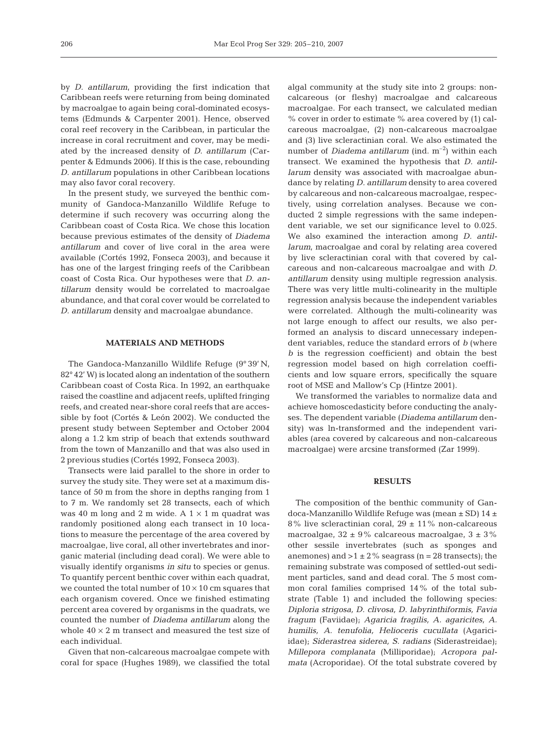by *D. antillarum*, providing the first indication that Caribbean reefs were returning from being dominated by macroalgae to again being coral-dominated ecosystems (Edmunds & Carpenter 2001). Hence, observed coral reef recovery in the Caribbean, in particular the increase in coral recruitment and cover, may be mediated by the increased density of *D. antillarum* (Carpenter & Edmunds 2006). If this is the case, rebounding *D. antillarum* populations in other Caribbean locations may also favor coral recovery.

In the present study, we surveyed the benthic community of Gandoca-Manzanillo Wildlife Refuge to determine if such recovery was occurring along the Caribbean coast of Costa Rica. We chose this location because previous estimates of the density of *Diadema antillarum* and cover of live coral in the area were available (Cortés 1992, Fonseca 2003), and because it has one of the largest fringing reefs of the Caribbean coast of Costa Rica. Our hypotheses were that *D. antillarum* density would be correlated to macroalgae abundance, and that coral cover would be correlated to *D. antillarum* density and macroalgae abundance.

## MATERIALS AND METHODS

The Gandoca-Manzanillo Wildlife Refuge (9° 39' N, 82° 42' W) is located along an indentation of the southern Caribbean coast of Costa Rica. In 1992, an earthquake raised the coastline and adjacent reefs, uplifted fringing reefs, and created near-shore coral reefs that are accessible by foot (Cortés & León 2002). We conducted the present study between September and October 2004 along a 1.2 km strip of beach that extends southward from the town of Manzanillo and that was also used in 2 previous studies (Cortés 1992, Fonseca 2003).

Transects were laid parallel to the shore in order to survey the study site. They were set at a maximum distance of 50 m from the shore in depths ranging from 1 to 7 m. We randomly set 28 transects, each of which was 40 m long and 2 m wide. A $1 \times 1$ m quadrat was randomly positioned along each transect in 10 locations to measure the percentage of the area covered by macroalgae, live coral, all other invertebrates and inorganic material (including dead coral). We were able to visually identify organisms *in situ* to species or genus. To quantify percent benthic cover within each quadrat, we counted the total number of $10 \times 10$ cm squares that each organism covered. Once we finished estimating percent area covered by organisms in the quadrats, we counted the number of *Diadema antillarum* along the whole $40 \times 2$ m transect and measured the test size of each individual.

Given that non-calcareous macroalgae compete with coral for space (Hughes 1989), we classified the total algal community at the study site into 2 groups: non-calcareous (or fleshy) macroalgae and calcareous macroalgae. For each transect, we calculated median % cover in order to estimate % area covered by (1) calcareous macroalgae, (2) non-calcareous macroalgae and (3) live scleractinian coral. We also estimated the number of *Diadema antillarum* (ind. m$^{-2}$) within each transect. We examined the hypothesis that *D. antillarum* density was associated with macroalgae abundance by relating *D. antillarum* density to area covered by calcareous and non-calcareous macroalgae, respectively, using correlation analyses. Because we conducted 2 simple regressions with the same independent variable, we set our significance level to 0.025. We also examined the interaction among *D. antillarum*, macroalgae and coral by relating area covered by live scleractinian coral with that covered by calcareous and non-calcareous macroalgae and with *D. antillarum* density using multiple regression analysis. There was very little multi-colinearity in the multiple regression analysis because the independent variables were correlated. Although the multi-colinearity was not large enough to affect our results, we also performed an analysis to discard unnecessary independent variables, reduce the standard errors of $b$ (where $b$ is the regression coefficient) and obtain the best regression model based on high correlation coefficients and low square errors, specifically the square root of MSE and Mallow's Cp (Hintze 2001).

We transformed the variables to normalize data and achieve homoscedasticity before conducting the analyses. The dependent variable (*Diadema antillarum* density) was ln-transformed and the independent variables (area covered by calcareous and non-calcareous macroalgae) were arcsine transformed (Zar 1999).

## RESULTS

The composition of the benthic community of Gandoca-Manzanillo Wildlife Refuge was (mean ± SD) 14 ± 8% live scleractinian coral, 29 ± 11% non-calcareous macroalgae, 32 ± 9% calcareous macroalgae, 3 ± 3% other sessile invertebrates (such as sponges and anemones) and >1 ± 2% seagrass (n = 28 transects); the remaining substrate was composed of settled-out sediment particles, sand and dead coral. The 5 most common coral families comprised 14% of the total substrate (Table 1) and included the following species: *Diploria strigosa, D. clivosa, D. labyrinthiformis, Favia fragum* (Faviidae); *Agaricia fragilis, A. agaricites, A. humilis, A. tenufolia, Helioceris cucullata* (Agariciidae); *Siderastrea siderea, S. radians* (Siderastreidae); *Millepora complanata* (Milliporidae); *Acropora palmata* (Acroporidae). Of the total substrate covered by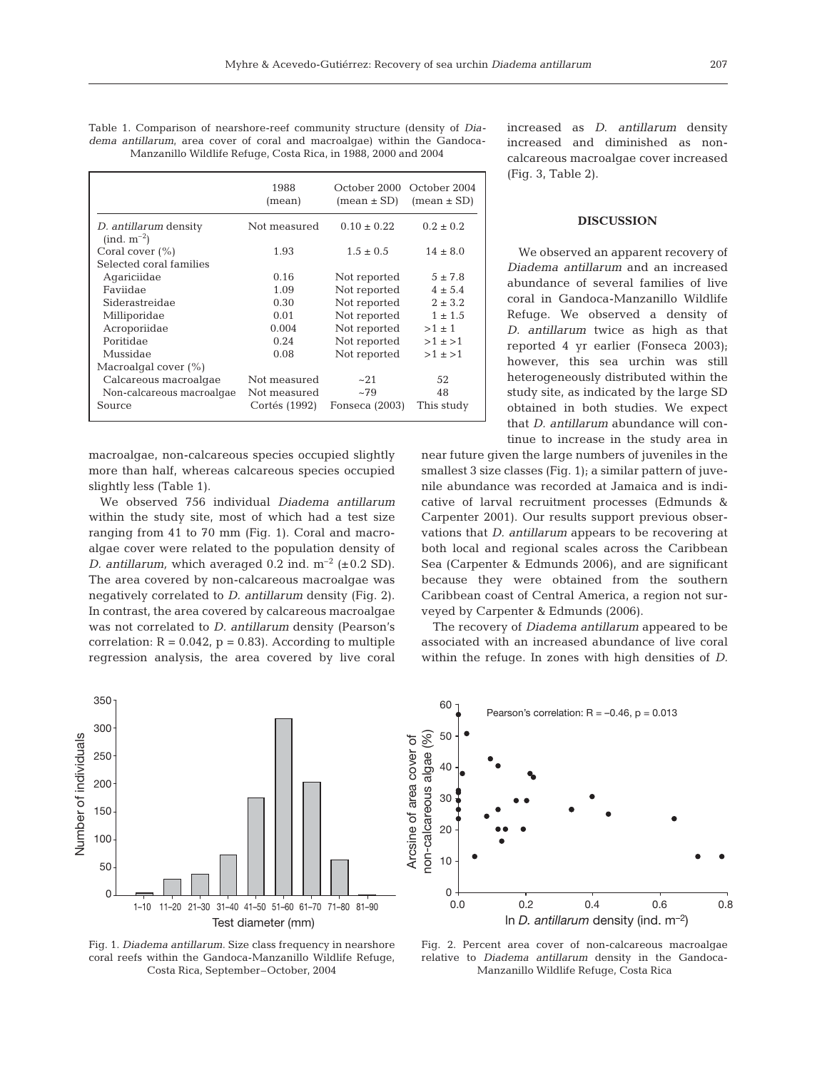Table 1. Comparison of nearshore-reef community structure (density of *Diadema antillarum*, area cover of coral and macroalgae) within the Gandoca-Manzanillo Wildlife Refuge, Costa Rica, in 1988, 2000 and 2004

| | 1988 (mean) | October 2000 (mean ± SD) | October 2004 (mean ± SD) |
|---|---|---|---|
| *D. antillarum* density (ind. $m^{-2}$) | Not measured | 0.10 ± 0.22 | 0.2 ± 0.2 |
| Coral cover (%) | 1.93 | 1.5 ± 0.5 | 14 ± 8.0 |
| Selected coral families | | | |
| Agariciidae | 0.16 | Not reported | 5 ± 7.8 |
| Faviidae | 1.09 | Not reported | 4 ± 5.4 |
| Siderastreidae | 0.30 | Not reported | 2 ± 3.2 |
| Milliporidae | 0.01 | Not reported | 1 ± 1.5 |
| Acroporiidae | 0.004 | Not reported | >1 ± 1 |
| Poritidae | 0.24 | Not reported | >1 ± >1 |
| Mussidae | 0.08 | Not reported | >1 ± >1 |
| Macroalgal cover (%) | | | |
| Calcareous macroalgae | Not measured | ~21 | 52 |
| Non-calcareous macroalgae | Not measured | ~79 | 48 |
| Source | Cortés (1992) | Fonseca (2003) | This study |

macroalgae, non-calcareous species occupied slightly more than half, whereas calcareous species occupied slightly less (Table 1).

We observed 756 individual *Diadema antillarum* within the study site, most of which had a test size ranging from 41 to 70 mm (Fig. 1). Coral and macroalgae cover were related to the population density of *D. antillarum,* which averaged 0.2 ind. $m^{-2}$ (±0.2 SD). The area covered by non-calcareous macroalgae was negatively correlated to *D. antillarum* density (Fig. 2). In contrast, the area covered by calcareous macroalgae was not correlated to *D. antillarum* density (Pearson's correlation: $R = 0.042$, $p = 0.83$). According to multiple regression analysis, the area covered by live coral increased as *D. antillarum* density increased and diminished as non-calcareous macroalgae cover increased (Fig. 3, Table 2).

Fig. 1. *Diadema antillarum*. Size class frequency in nearshore coral reefs within the Gandoca-Manzanillo Wildlife Refuge, Costa Rica, September–October, 2004

Fig. 2. Percent area cover of non-calcareous macroalgae relative to *Diadema antillarum* density in the Gandoca-Manzanillo Wildlife Refuge, Costa Rica

## DISCUSSION

We observed an apparent recovery of *Diadema antillarum* and an increased abundance of several families of live coral in Gandoca-Manzanillo Wildlife Refuge. We observed a density of *D. antillarum* twice as high as that reported 4 yr earlier (Fonseca 2003); however, this sea urchin was still heterogeneously distributed within the study site, as indicated by the large SD obtained in both studies. We expect that *D. antillarum* abundance will continue to increase in the study area in near future given the large numbers of juveniles in the smallest 3 size classes (Fig. 1); a similar pattern of juvenile abundance was recorded at Jamaica and is indicative of larval recruitment processes (Edmunds & Carpenter 2001). Our results support previous observations that *D. antillarum* appears to be recovering at both local and regional scales across the Caribbean Sea (Carpenter & Edmunds 2006), and are significant because they were obtained from the southern Caribbean coast of Central America, a region not surveyed by Carpenter & Edmunds (2006).

The recovery of *Diadema antillarum* appeared to be associated with an increased abundance of live coral within the refuge. In zones with high densities of *D.*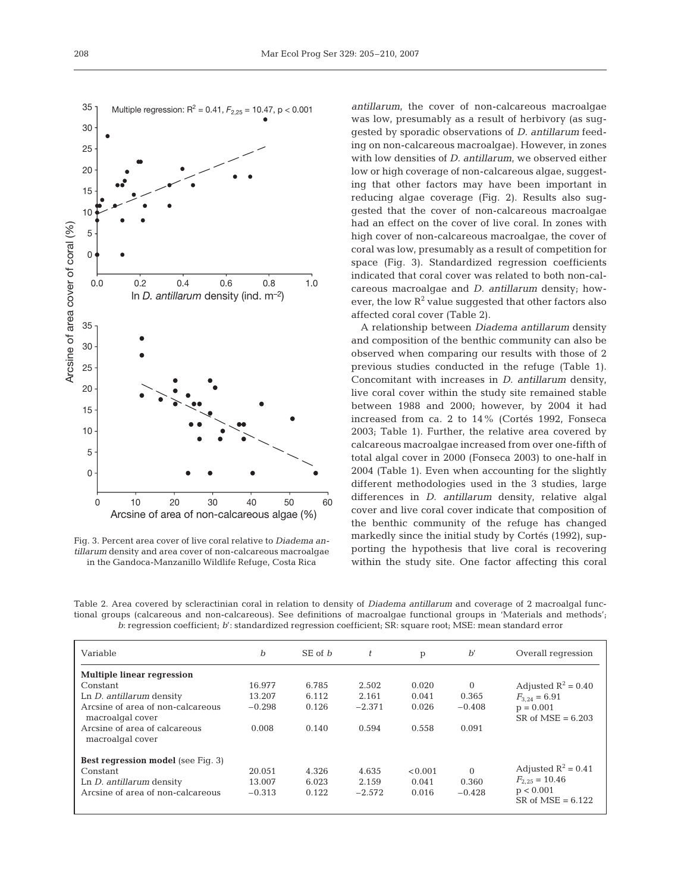*antillarum*, the cover of non-calcareous macroalgae was low, presumably as a result of herbivory (as suggested by sporadic observations of *D. antillarum* feeding on non-calcareous macroalgae). However, in zones with low densities of *D. antillarum*, we observed either low or high coverage of non-calcareous algae, suggesting that other factors may have been important in reducing algae coverage (Fig. 2). Results also suggested that the cover of non-calcareous macroalgae had an effect on the cover of live coral. In zones with high cover of non-calcareous macroalgae, the cover of coral was low, presumably as a result of competition for space (Fig. 3). Standardized regression coefficients indicated that coral cover was related to both non-calcareous macroalgae and *D. antillarum* density; however, the low $R^2$ value suggested that other factors also affected coral cover (Table 2).

Fig. 3. Percent area cover of live coral relative to *Diadema antillarum* density and area cover of non-calcareous macroalgae in the Gandoca-Manzanillo Wildlife Refuge, Costa Rica

A relationship between *Diadema antillarum* density and composition of the benthic community can also be observed when comparing our results with those of 2 previous studies conducted in the refuge (Table 1). Concomitant with increases in *D. antillarum* density, live coral cover within the study site remained stable between 1988 and 2000; however, by 2004 it had increased from ca. 2 to 14% (Cortés 1992, Fonseca 2003; Table 1). Further, the relative area covered by calcareous macroalgae increased from over one-fifth of total algal cover in 2000 (Fonseca 2003) to one-half in 2004 (Table 1). Even when accounting for the slightly different methodologies used in the 3 studies, large differences in *D. antillarum* density, relative algal cover and live coral cover indicate that composition of the benthic community of the refuge has changed markedly since the initial study by Cortés (1992), supporting the hypothesis that live coral is recovering within the study site. One factor affecting this coral

Table 2. Area covered by scleractinian coral in relation to density of *Diadema antillarum* and coverage of 2 macroalgal functional groups (calcareous and non-calcareous). See definitions of macroalgae functional groups in 'Materials and methods'; *b*: regression coefficient; *b'*: standardized regression coefficient; SR: square root; MSE: mean standard error

| Variable | *b* | SE of *b* | *t* | p | *b'* | Overall regression |
|---|---|---|---|---|---|---|
| **Multiple linear regression** | | | | | | |
| Constant | 16.977 | 6.785 | 2.502 | 0.020 | 0 | Adjusted $R^2 = 0.40$ |
| Ln *D. antillarum* density | 13.207 | 6.112 | 2.161 | 0.041 | 0.365 | $F_{3,24} = 6.91$ |
| Arcsine of area of non-calcareous macroalgal cover | −0.298 | 0.126 | −2.371 | 0.026 | −0.408 | $p = 0.001$; SR of MSE = 6.203 |
| Arcsine of area of calcareous macroalgal cover | 0.008 | 0.140 | 0.594 | 0.558 | 0.091 | |
| **Best regression model** (see Fig. 3) | | | | | | |
| Constant | 20.051 | 4.326 | 4.635 | <0.001 | 0 | Adjusted $R^2 = 0.41$ |
| Ln *D. antillarum* density | 13.007 | 6.023 | 2.159 | 0.041 | 0.360 | $F_{2,25} = 10.46$ |
| Arcsine of area of non-calcareous | −0.313 | 0.122 | −2.572 | 0.016 | −0.428 | $p < 0.001$; SR of MSE = 6.122 |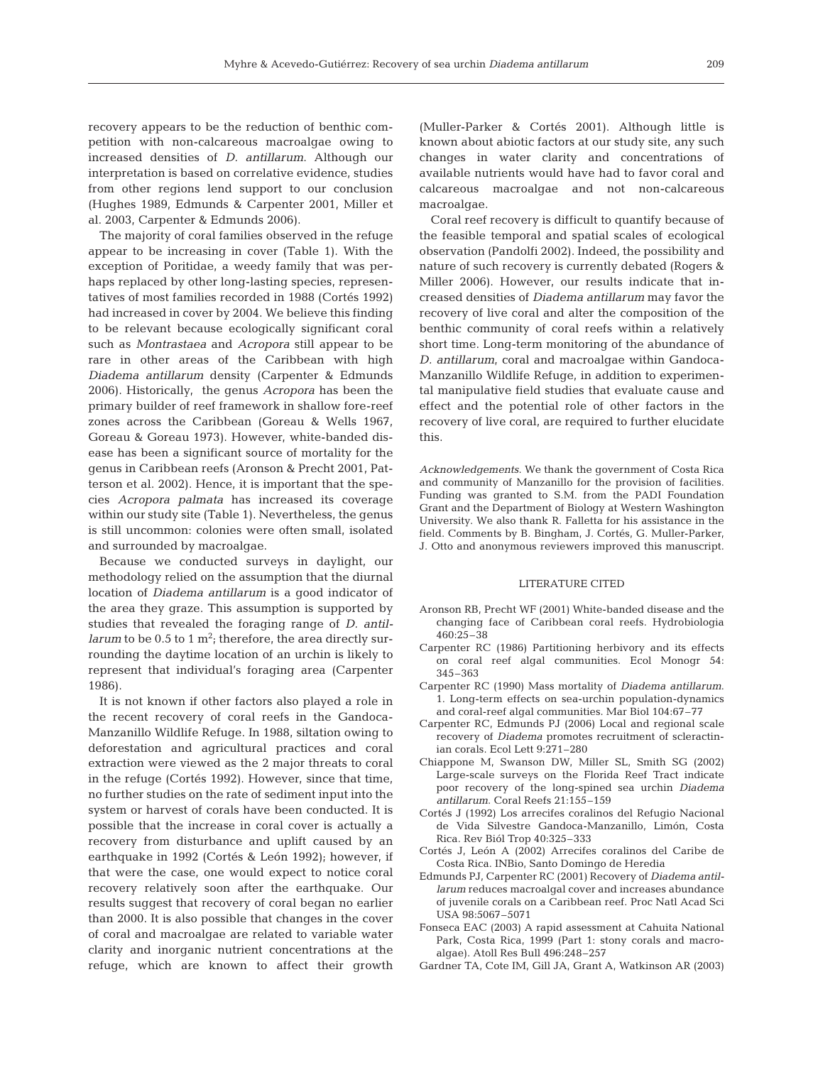recovery appears to be the reduction of benthic competition with non-calcareous macroalgae owing to increased densities of *D. antillarum*. Although our interpretation is based on correlative evidence, studies from other regions lend support to our conclusion (Hughes 1989, Edmunds & Carpenter 2001, Miller et al. 2003, Carpenter & Edmunds 2006).

The majority of coral families observed in the refuge appear to be increasing in cover (Table 1). With the exception of Poritidae, a weedy family that was perhaps replaced by other long-lasting species, representatives of most families recorded in 1988 (Cortés 1992) had increased in cover by 2004. We believe this finding to be relevant because ecologically significant coral such as *Montrastaea* and *Acropora* still appear to be rare in other areas of the Caribbean with high *Diadema antillarum* density (Carpenter & Edmunds 2006). Historically, the genus *Acropora* has been the primary builder of reef framework in shallow fore-reef zones across the Caribbean (Goreau & Wells 1967, Goreau & Goreau 1973). However, white-banded disease has been a significant source of mortality for the genus in Caribbean reefs (Aronson & Precht 2001, Patterson et al. 2002). Hence, it is important that the species *Acropora palmata* has increased its coverage within our study site (Table 1). Nevertheless, the genus is still uncommon: colonies were often small, isolated and surrounded by macroalgae.

Because we conducted surveys in daylight, our methodology relied on the assumption that the diurnal location of *Diadema antillarum* is a good indicator of the area they graze. This assumption is supported by studies that revealed the foraging range of *D. antillarum* to be 0.5 to 1 $m^2$; therefore, the area directly surrounding the daytime location of an urchin is likely to represent that individual's foraging area (Carpenter 1986).

It is not known if other factors also played a role in the recent recovery of coral reefs in the Gandoca-Manzanillo Wildlife Refuge. In 1988, siltation owing to deforestation and agricultural practices and coral extraction were viewed as the 2 major threats to coral in the refuge (Cortés 1992). However, since that time, no further studies on the rate of sediment input into the system or harvest of corals have been conducted. It is possible that the increase in coral cover is actually a recovery from disturbance and uplift caused by an earthquake in 1992 (Cortés & León 1992); however, if that were the case, one would expect to notice coral recovery relatively soon after the earthquake. Our results suggest that recovery of coral began no earlier than 2000. It is also possible that changes in the cover of coral and macroalgae are related to variable water clarity and inorganic nutrient concentrations at the refuge, which are known to affect their growth (Muller-Parker & Cortés 2001). Although little is known about abiotic factors at our study site, any such changes in water clarity and concentrations of available nutrients would have had to favor coral and calcareous macroalgae and not non-calcareous macroalgae.

Coral reef recovery is difficult to quantify because of the feasible temporal and spatial scales of ecological observation (Pandolfi 2002). Indeed, the possibility and nature of such recovery is currently debated (Rogers & Miller 2006). However, our results indicate that increased densities of *Diadema antillarum* may favor the recovery of live coral and alter the composition of the benthic community of coral reefs within a relatively short time. Long-term monitoring of the abundance of *D. antillarum*, coral and macroalgae within Gandoca-Manzanillo Wildlife Refuge, in addition to experimental manipulative field studies that evaluate cause and effect and the potential role of other factors in the recovery of live coral, are required to further elucidate this.

*Acknowledgements.* We thank the government of Costa Rica and community of Manzanillo for the provision of facilities. Funding was granted to S.M. from the PADI Foundation Grant and the Department of Biology at Western Washington University. We also thank R. Falletta for his assistance in the field. Comments by B. Bingham, J. Cortés, G. Muller-Parker, J. Otto and anonymous reviewers improved this manuscript.

## LITERATURE CITED

- Aronson RB, Precht WF (2001) White-banded disease and the changing face of Caribbean coral reefs. Hydrobiologia 460:25–38
- Carpenter RC (1986) Partitioning herbivory and its effects on coral reef algal communities. Ecol Monogr 54: 345–363
- Carpenter RC (1990) Mass mortality of *Diadema antillarum*. 1. Long-term effects on sea-urchin population-dynamics and coral-reef algal communities. Mar Biol 104:67–77
- Carpenter RC, Edmunds PJ (2006) Local and regional scale recovery of *Diadema* promotes recruitment of scleractinian corals. Ecol Lett 9:271–280
- Chiappone M, Swanson DW, Miller SL, Smith SG (2002) Large-scale surveys on the Florida Reef Tract indicate poor recovery of the long-spined sea urchin *Diadema antillarum*. Coral Reefs 21:155–159
- Cortés J (1992) Los arrecifes coralinos del Refugio Nacional de Vida Silvestre Gandoca-Manzanillo, Limón, Costa Rica. Rev Biól Trop 40:325–333
- Cortés J, León A (2002) Arrecifes coralinos del Caribe de Costa Rica. INBio, Santo Domingo de Heredia
- Edmunds PJ, Carpenter RC (2001) Recovery of *Diadema antillarum* reduces macroalgal cover and increases abundance of juvenile corals on a Caribbean reef. Proc Natl Acad Sci USA 98:5067–5071
- Fonseca EAC (2003) A rapid assessment at Cahuita National Park, Costa Rica, 1999 (Part 1: stony corals and macroalgae). Atoll Res Bull 496:248–257
- Gardner TA, Cote IM, Gill JA, Grant A, Watkinson AR (2003)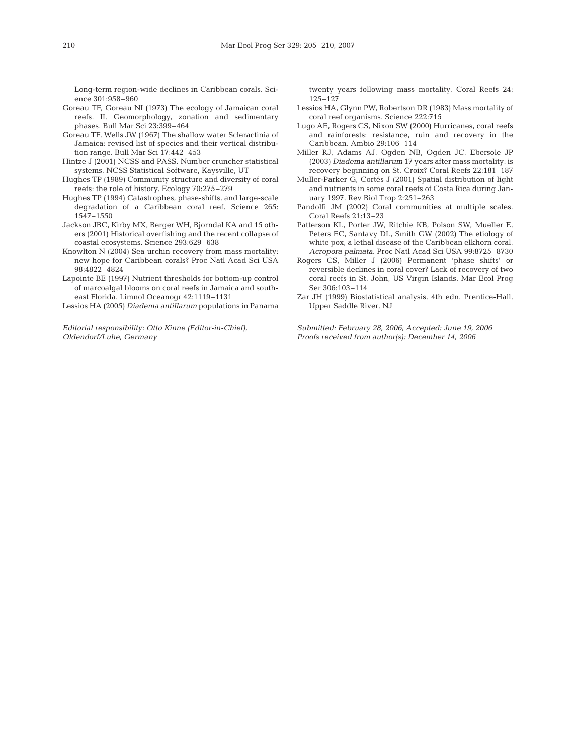Long-term region-wide declines in Caribbean corals. Science 301:958–960

Goreau TF, Goreau NI (1973) The ecology of Jamaican coral reefs. II. Geomorphology, zonation and sedimentary phases. Bull Mar Sci 23:399–464

Goreau TF, Wells JW (1967) The shallow water Scleractinia of Jamaica: revised list of species and their vertical distribution range. Bull Mar Sci 17:442–453

Hintze J (2001) NCSS and PASS. Number cruncher statistical systems. NCSS Statistical Software, Kaysville, UT

Hughes TP (1989) Community structure and diversity of coral reefs: the role of history. Ecology 70:275–279

Hughes TP (1994) Catastrophes, phase-shifts, and large-scale degradation of a Caribbean coral reef. Science 265: 1547–1550

Jackson JBC, Kirby MX, Berger WH, Bjorndal KA and 15 others (2001) Historical overfishing and the recent collapse of coastal ecosystems. Science 293:629–638

Knowlton N (2004) Sea urchin recovery from mass mortality: new hope for Caribbean corals? Proc Natl Acad Sci USA 98:4822–4824

Lapointe BE (1997) Nutrient thresholds for bottom-up control of marcoalgal blooms on coral reefs in Jamaica and southeast Florida. Limnol Oceanogr 42:1119–1131

Lessios HA (2005) *Diadema antillarum* populations in Panama twenty years following mass mortality. Coral Reefs 24: 125–127

Lessios HA, Glynn PW, Robertson DR (1983) Mass mortality of coral reef organisms. Science 222:715

Lugo AE, Rogers CS, Nixon SW (2000) Hurricanes, coral reefs and rainforests: resistance, ruin and recovery in the Caribbean. Ambio 29:106–114

Miller RJ, Adams AJ, Ogden NB, Ogden JC, Ebersole JP (2003) *Diadema antillarum* 17 years after mass mortality: is recovery beginning on St. Croix? Coral Reefs 22:181–187

Muller-Parker G, Cortés J (2001) Spatial distribution of light and nutrients in some coral reefs of Costa Rica during January 1997. Rev Biol Trop 2:251–263

Pandolfi JM (2002) Coral communities at multiple scales. Coral Reefs 21:13–23

Patterson KL, Porter JW, Ritchie KB, Polson SW, Mueller E, Peters EC, Santavy DL, Smith GW (2002) The etiology of white pox, a lethal disease of the Caribbean elkhorn coral, *Acropora palmata*. Proc Natl Acad Sci USA 99:8725–8730

Rogers CS, Miller J (2006) Permanent 'phase shifts' or reversible declines in coral cover? Lack of recovery of two coral reefs in St. John, US Virgin Islands. Mar Ecol Prog Ser 306:103–114

Zar JH (1999) Biostatistical analysis, 4th edn. Prentice-Hall, Upper Saddle River, NJ

*Editorial responsibility: Otto Kinne (Editor-in-Chief), Oldendorf/Luhe, Germany*

*Submitted: February 28, 2006; Accepted: June 19, 2006*
*Proofs received from author(s): December 14, 2006*